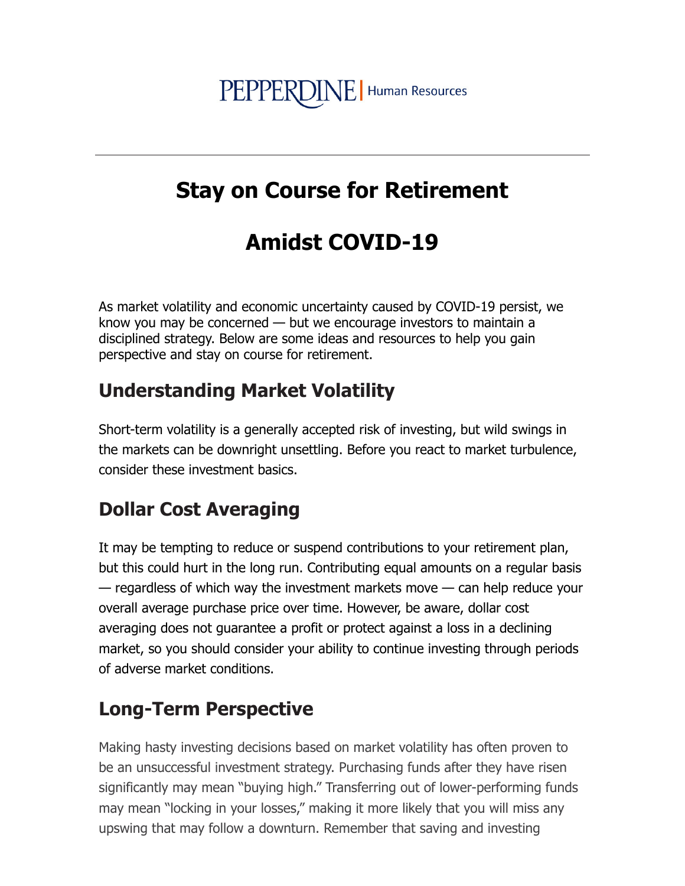PEPPERDINE | Human Resources

---

# Stay on Course for Retirement

# Amidst COVID-19

As market volatility and economic uncertainty caused by COVID-19 persist, we know you may be concerned — but we encourage investors to maintain a disciplined strategy. Below are some ideas and resources to help you gain perspective and stay on course for retirement.

## Understanding Market Volatility

Short-term volatility is a generally accepted risk of investing, but wild swings in the markets can be downright unsettling. Before you react to market turbulence, consider these investment basics.

## Dollar Cost Averaging

It may be tempting to reduce or suspend contributions to your retirement plan, but this could hurt in the long run. Contributing equal amounts on a regular basis — regardless of which way the investment markets move — can help reduce your overall average purchase price over time. However, be aware, dollar cost averaging does not guarantee a profit or protect against a loss in a declining market, so you should consider your ability to continue investing through periods of adverse market conditions.

## Long-Term Perspective

Making hasty investing decisions based on market volatility has often proven to be an unsuccessful investment strategy. Purchasing funds after they have risen significantly may mean "buying high." Transferring out of lower-performing funds may mean "locking in your losses," making it more likely that you will miss any upswing that may follow a downturn. Remember that saving and investing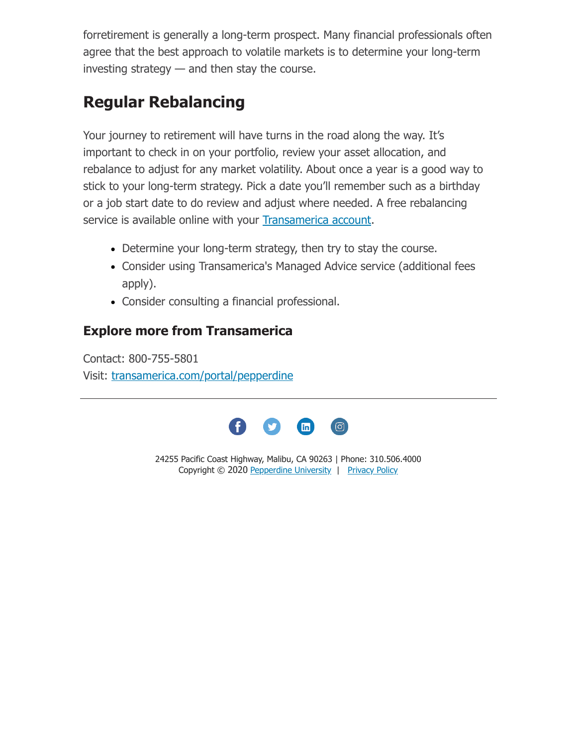forretirement is generally a long-term prospect. Many financial professionals often agree that the best approach to volatile markets is to determine your long-term investing strategy — and then stay the course.

## Regular Rebalancing

Your journey to retirement will have turns in the road along the way. It's important to check in on your portfolio, review your asset allocation, and rebalance to adjust for any market volatility. About once a year is a good way to stick to your long-term strategy. Pick a date you'll remember such as a birthday or a job start date to do review and adjust where needed. A free rebalancing service is available online with your Transamerica account.

- Determine your long-term strategy, then try to stay the course.
- Consider using Transamerica's Managed Advice service (additional fees apply).
- Consider consulting a financial professional.

### Explore more from Transamerica

Contact: 800-755-5801
Visit: transamerica.com/portal/pepperdine

---

24255 Pacific Coast Highway, Malibu, CA 90263 | Phone: 310.506.4000
Copyright © 2020 Pepperdine University | Privacy Policy